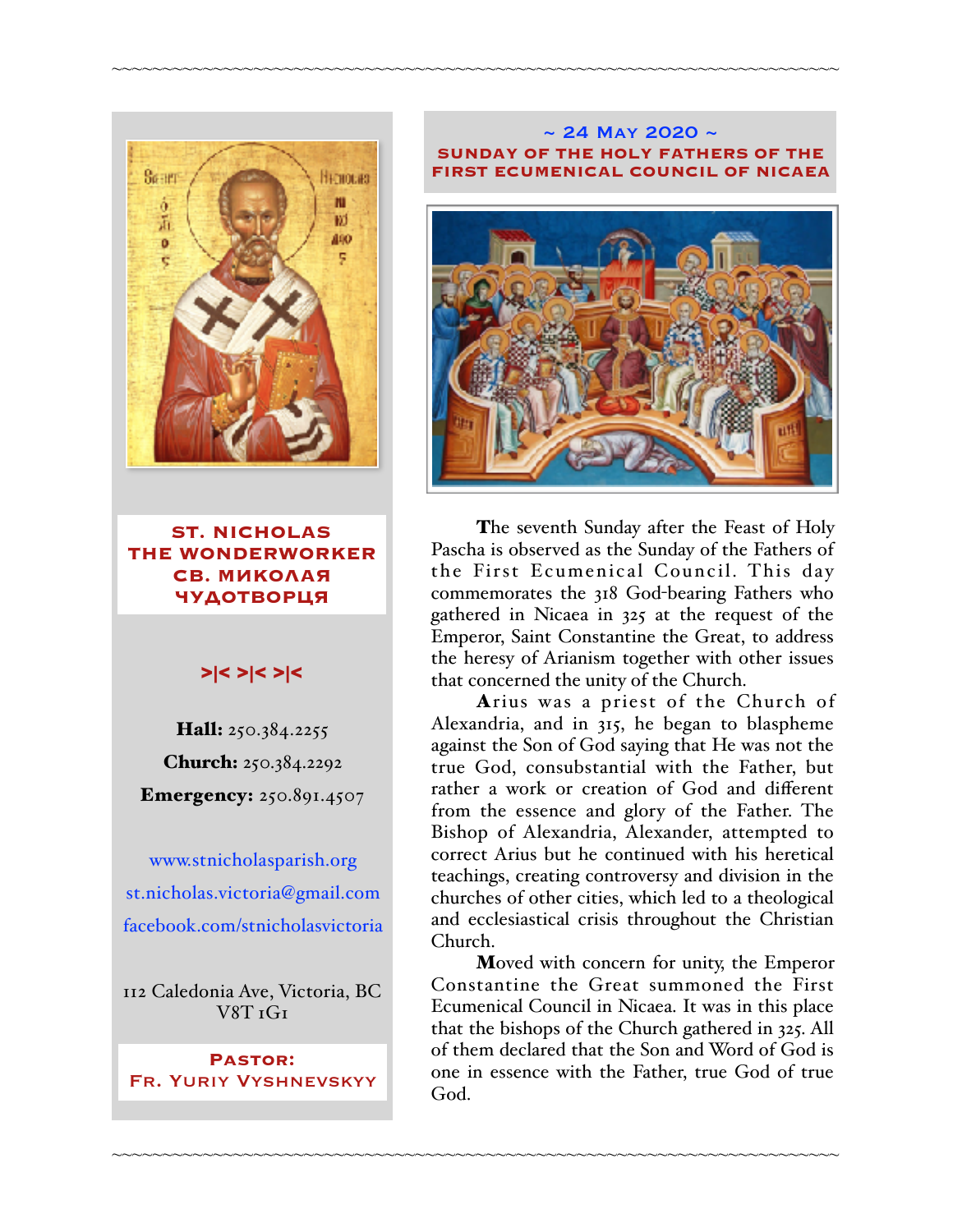**ST. NICHOLAS THE WONDERWORKER**
**СВ. МИКОЛАЯ ЧУДОТВОРЦЯ**

>|< >|< >|<

**Hall:** 250.384.2255

**Church:** 250.384.2292

**Emergency:** 250.891.4507

www.stnicholasparish.org

st.nicholas.victoria@gmail.com

facebook.com/stnicholasvictoria

112 Caledonia Ave, Victoria, BC V8T 1G1

**Pastor:**
**Fr. Yuriy Vyshnevskyy**

## ~ 24 May 2020 ~

## SUNDAY OF THE HOLY FATHERS OF THE FIRST ECUMENICAL COUNCIL OF NICAEA

The seventh Sunday after the Feast of Holy Pascha is observed as the Sunday of the Fathers of the First Ecumenical Council. This day commemorates the 318 God-bearing Fathers who gathered in Nicaea in 325 at the request of the Emperor, Saint Constantine the Great, to address the heresy of Arianism together with other issues that concerned the unity of the Church.

Arius was a priest of the Church of Alexandria, and in 315, he began to blaspheme against the Son of God saying that He was not the true God, consubstantial with the Father, but rather a work or creation of God and different from the essence and glory of the Father. The Bishop of Alexandria, Alexander, attempted to correct Arius but he continued with his heretical teachings, creating controversy and division in the churches of other cities, which led to a theological and ecclesiastical crisis throughout the Christian Church.

Moved with concern for unity, the Emperor Constantine the Great summoned the First Ecumenical Council in Nicaea. It was in this place that the bishops of the Church gathered in 325. All of them declared that the Son and Word of God is one in essence with the Father, true God of true God.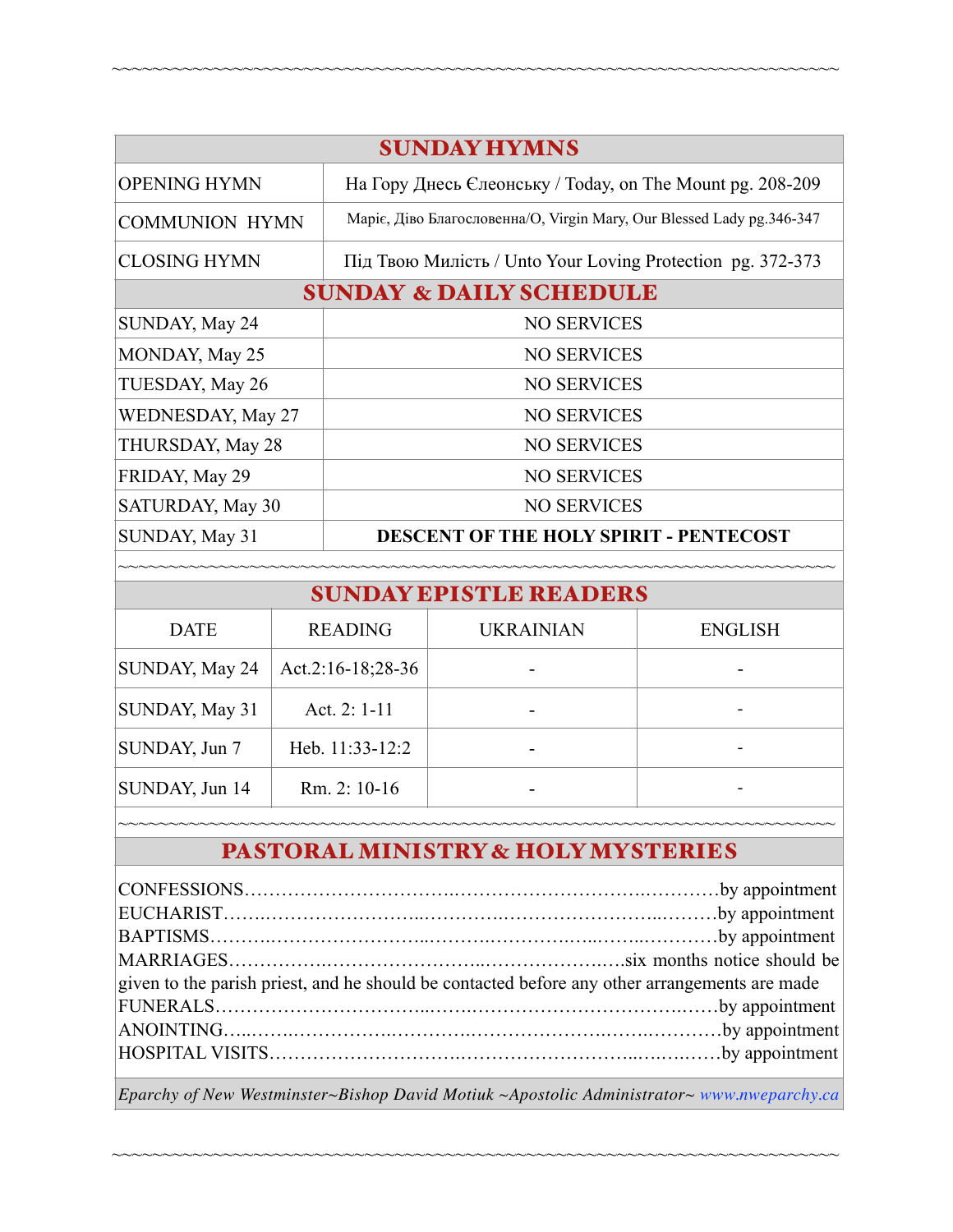## SUNDAY HYMNS

| | |
|---|---|
| OPENING HYMN | На Гору Днесь Єлеонську / Today, on The Mount pg. 208-209 |
| COMMUNION HYMN | Маріє, Діво Благословенна/O, Virgin Mary, Our Blessed Lady pg.346-347 |
| CLOSING HYMN | Під Твою Милість / Unto Your Loving Protection pg. 372-373 |

## SUNDAY & DAILY SCHEDULE

| | |
|---|---|
| SUNDAY, May 24 | NO SERVICES |
| MONDAY, May 25 | NO SERVICES |
| TUESDAY, May 26 | NO SERVICES |
| WEDNESDAY, May 27 | NO SERVICES |
| THURSDAY, May 28 | NO SERVICES |
| FRIDAY, May 29 | NO SERVICES |
| SATURDAY, May 30 | NO SERVICES |
| SUNDAY, May 31 | **DESCENT OF THE HOLY SPIRIT - PENTECOST** |

## SUNDAY EPISTLE READERS

| DATE | READING | UKRAINIAN | ENGLISH |
|---|---|---|---|
| SUNDAY, May 24 | Act.2:16-18;28-36 | - | - |
| SUNDAY, May 31 | Act. 2: 1-11 | - | - |
| SUNDAY, Jun 7 | Heb. 11:33-12:2 | - | - |
| SUNDAY, Jun 14 | Rm. 2: 10-16 | - | - |

## PASTORAL MINISTRY & HOLY MYSTERIES

CONFESSIONS……………………………………………………………………by appointment
EUCHARIST………………………………………………………………………by appointment
BAPTISMS…………………………………………………………………………by appointment
MARRIAGES…………………………………………………………six months notice should be given to the parish priest, and he should be contacted before any other arrangements are made
FUNERALS………………………………………………………………………by appointment
ANOINTING………………………………………………………………………by appointment
HOSPITAL VISITS………………………………………………………………by appointment

*Eparchy of New Westminster~Bishop David Motiuk ~Apostolic Administrator~ www.nweparchy.ca*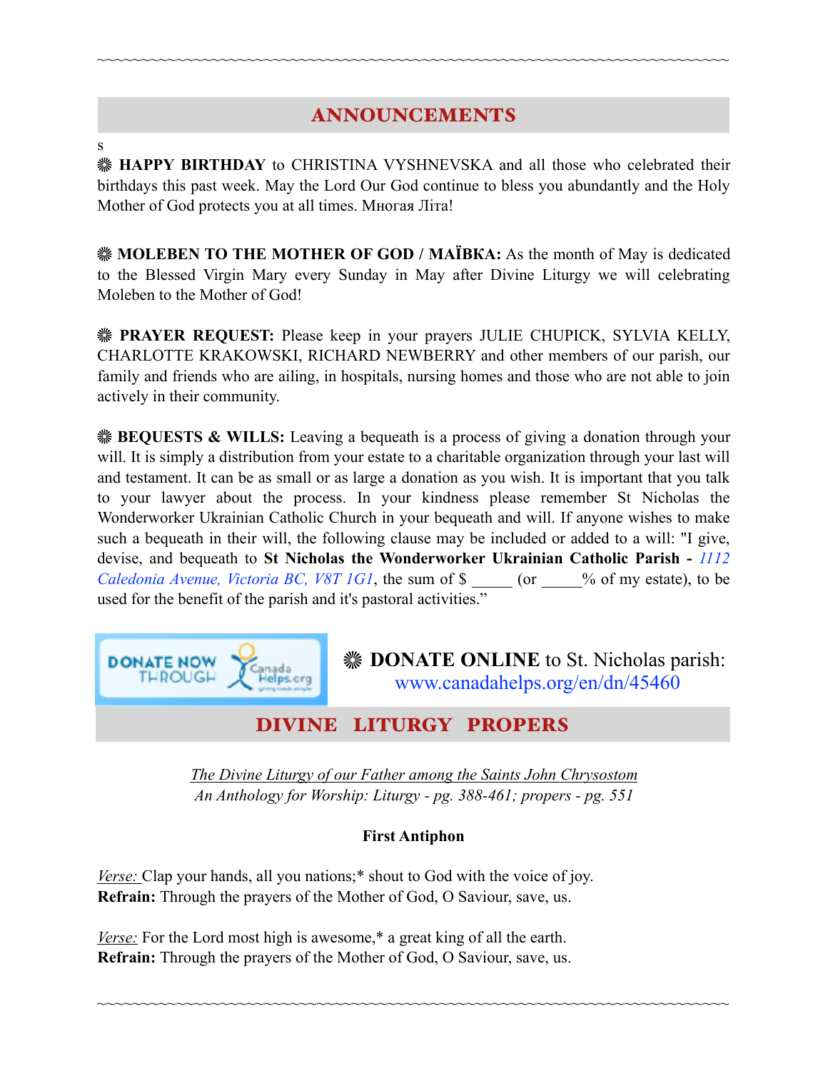~~~~~~~~~~~~~~~~~~~~~~~~~~~~~~~~~~~~~~~~~~~~~~~~~~~~~~~~~~~~~~~~~~~~~~~~~~~~~~~~~~~~~~~~~~~~~~~~~~~~~~~~

## ANNOUNCEMENTS

s

❋ **HAPPY BIRTHDAY** to CHRISTINA VYSHNEVSKA and all those who celebrated their birthdays this past week. May the Lord Our God continue to bless you abundantly and the Holy Mother of God protects you at all times. Многая Літа!

❋ **MOLEBEN TO THE MOTHER OF GOD / МАЇВКА:** As the month of May is dedicated to the Blessed Virgin Mary every Sunday in May after Divine Liturgy we will celebrating Moleben to the Mother of God!

❋ **PRAYER REQUEST:** Please keep in your prayers JULIE CHUPICK, SYLVIA KELLY, CHARLOTTE KRAKOWSKI, RICHARD NEWBERRY and other members of our parish, our family and friends who are ailing, in hospitals, nursing homes and those who are not able to join actively in their community.

❋ **BEQUESTS & WILLS:** Leaving a bequeath is a process of giving a donation through your will. It is simply a distribution from your estate to a charitable organization through your last will and testament. It can be as small or as large a donation as you wish. It is important that you talk to your lawyer about the process. In your kindness please remember St Nicholas the Wonderworker Ukrainian Catholic Church in your bequeath and will. If anyone wishes to make such a bequeath in their will, the following clause may be included or added to a will: "I give, devise, and bequeath to **St Nicholas the Wonderworker Ukrainian Catholic Parish -** *1112 Caledonia Avenue, Victoria BC, V8T 1G1*, the sum of $ _____ (or _____% of my estate), to be used for the benefit of the parish and it's pastoral activities."

DONATE NOW THROUGH CanadaHelps.org

❋ **DONATE ONLINE** to St. Nicholas parish: www.canadahelps.org/en/dn/45460

## DIVINE LITURGY PROPERS

*The Divine Liturgy of our Father among the Saints John Chrysostom*
*An Anthology for Worship: Liturgy - pg. 388-461; propers - pg. 551*

**First Antiphon**

*Verse:* Clap your hands, all you nations;* shout to God with the voice of joy.
**Refrain:** Through the prayers of the Mother of God, O Saviour, save, us.

*Verse:* For the Lord most high is awesome,* a great king of all the earth.
**Refrain:** Through the prayers of the Mother of God, O Saviour, save, us.

~~~~~~~~~~~~~~~~~~~~~~~~~~~~~~~~~~~~~~~~~~~~~~~~~~~~~~~~~~~~~~~~~~~~~~~~~~~~~~~~~~~~~~~~~~~~~~~~~~~~~~~~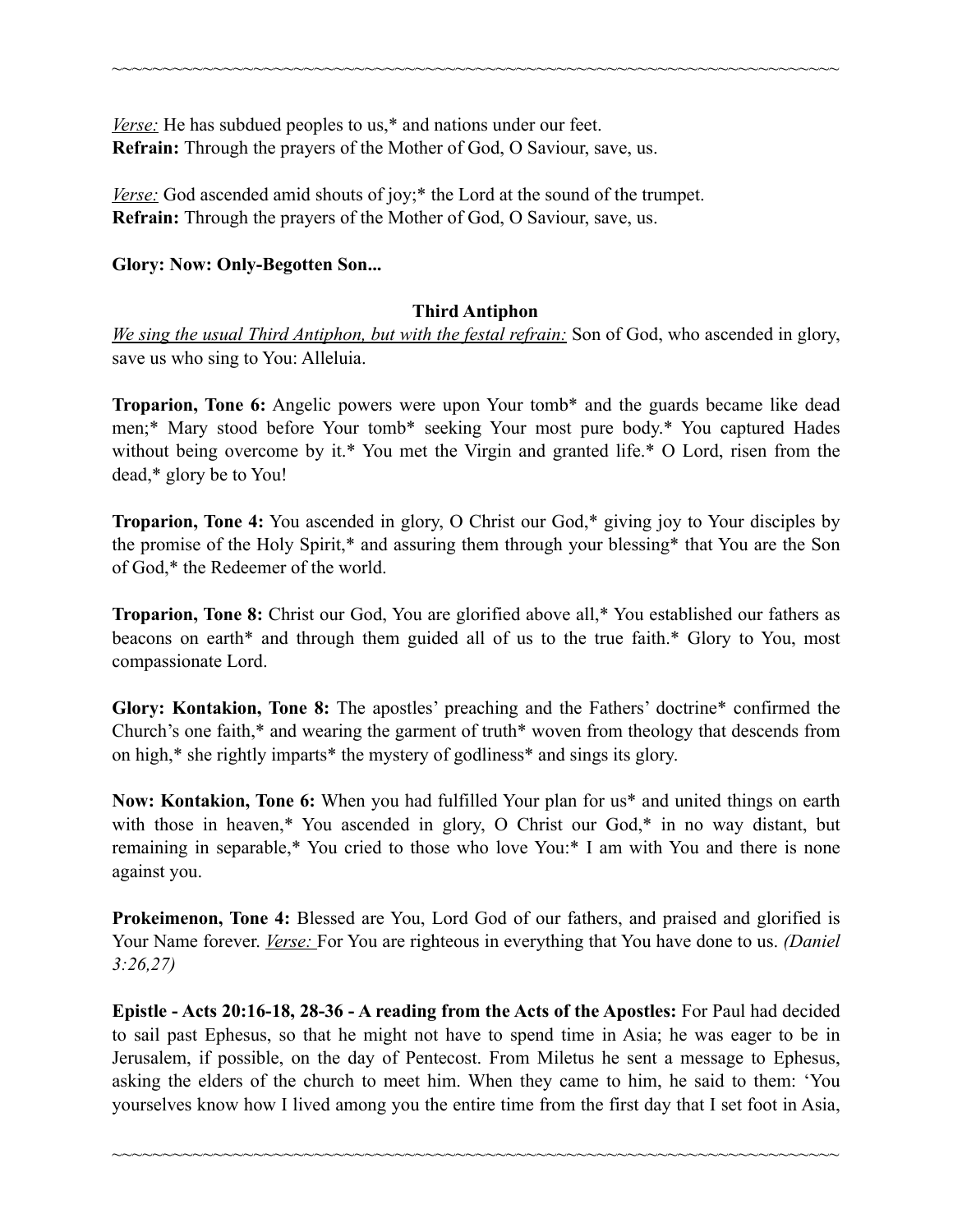*Verse:* He has subdued peoples to us,* and nations under our feet.
**Refrain:** Through the prayers of the Mother of God, O Saviour, save, us.

*Verse:* God ascended amid shouts of joy;* the Lord at the sound of the trumpet.
**Refrain:** Through the prayers of the Mother of God, O Saviour, save, us.

**Glory: Now: Only-Begotten Son...**

**Third Antiphon**

*We sing the usual Third Antiphon, but with the festal refrain:* Son of God, who ascended in glory, save us who sing to You: Alleluia.

**Troparion, Tone 6:** Angelic powers were upon Your tomb* and the guards became like dead men;* Mary stood before Your tomb* seeking Your most pure body.* You captured Hades without being overcome by it.* You met the Virgin and granted life.* O Lord, risen from the dead,* glory be to You!

**Troparion, Tone 4:** You ascended in glory, O Christ our God,* giving joy to Your disciples by the promise of the Holy Spirit,* and assuring them through your blessing* that You are the Son of God,* the Redeemer of the world.

**Troparion, Tone 8:** Christ our God, You are glorified above all,* You established our fathers as beacons on earth* and through them guided all of us to the true faith.* Glory to You, most compassionate Lord.

**Glory: Kontakion, Tone 8:** The apostles' preaching and the Fathers' doctrine* confirmed the Church's one faith,* and wearing the garment of truth* woven from theology that descends from on high,* she rightly imparts* the mystery of godliness* and sings its glory.

**Now: Kontakion, Tone 6:** When you had fulfilled Your plan for us* and united things on earth with those in heaven,* You ascended in glory, O Christ our God,* in no way distant, but remaining in separable,* You cried to those who love You:* I am with You and there is none against you.

**Prokeimenon, Tone 4:** Blessed are You, Lord God of our fathers, and praised and glorified is Your Name forever. *Verse:* For You are righteous in everything that You have done to us. *(Daniel 3:26,27)*

**Epistle - Acts 20:16-18, 28-36 - A reading from the Acts of the Apostles:** For Paul had decided to sail past Ephesus, so that he might not have to spend time in Asia; he was eager to be in Jerusalem, if possible, on the day of Pentecost. From Miletus he sent a message to Ephesus, asking the elders of the church to meet him. When they came to him, he said to them: 'You yourselves know how I lived among you the entire time from the first day that I set foot in Asia,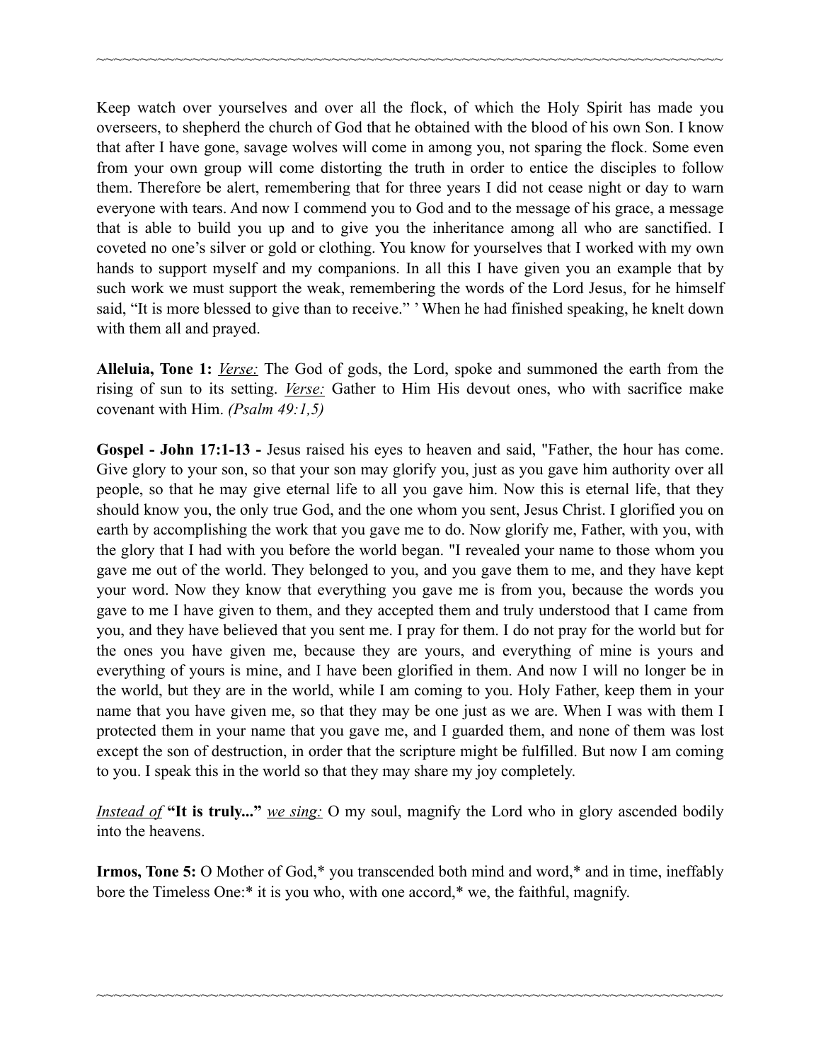Keep watch over yourselves and over all the flock, of which the Holy Spirit has made you overseers, to shepherd the church of God that he obtained with the blood of his own Son. I know that after I have gone, savage wolves will come in among you, not sparing the flock. Some even from your own group will come distorting the truth in order to entice the disciples to follow them. Therefore be alert, remembering that for three years I did not cease night or day to warn everyone with tears. And now I commend you to God and to the message of his grace, a message that is able to build you up and to give you the inheritance among all who are sanctified. I coveted no one's silver or gold or clothing. You know for yourselves that I worked with my own hands to support myself and my companions. In all this I have given you an example that by such work we must support the weak, remembering the words of the Lord Jesus, for he himself said, "It is more blessed to give than to receive." ' When he had finished speaking, he knelt down with them all and prayed.

**Alleluia, Tone 1:** *Verse:* The God of gods, the Lord, spoke and summoned the earth from the rising of sun to its setting. *Verse:* Gather to Him His devout ones, who with sacrifice make covenant with Him. *(Psalm 49:1,5)*

**Gospel - John 17:1-13 -** Jesus raised his eyes to heaven and said, "Father, the hour has come. Give glory to your son, so that your son may glorify you, just as you gave him authority over all people, so that he may give eternal life to all you gave him. Now this is eternal life, that they should know you, the only true God, and the one whom you sent, Jesus Christ. I glorified you on earth by accomplishing the work that you gave me to do. Now glorify me, Father, with you, with the glory that I had with you before the world began. "I revealed your name to those whom you gave me out of the world. They belonged to you, and you gave them to me, and they have kept your word. Now they know that everything you gave me is from you, because the words you gave to me I have given to them, and they accepted them and truly understood that I came from you, and they have believed that you sent me. I pray for them. I do not pray for the world but for the ones you have given me, because they are yours, and everything of mine is yours and everything of yours is mine, and I have been glorified in them. And now I will no longer be in the world, but they are in the world, while I am coming to you. Holy Father, keep them in your name that you have given me, so that they may be one just as we are. When I was with them I protected them in your name that you gave me, and I guarded them, and none of them was lost except the son of destruction, in order that the scripture might be fulfilled. But now I am coming to you. I speak this in the world so that they may share my joy completely.

*Instead of* **"It is truly..."** *we sing:* O my soul, magnify the Lord who in glory ascended bodily into the heavens.

**Irmos, Tone 5:** O Mother of God,* you transcended both mind and word,* and in time, ineffably bore the Timeless One:* it is you who, with one accord,* we, the faithful, magnify.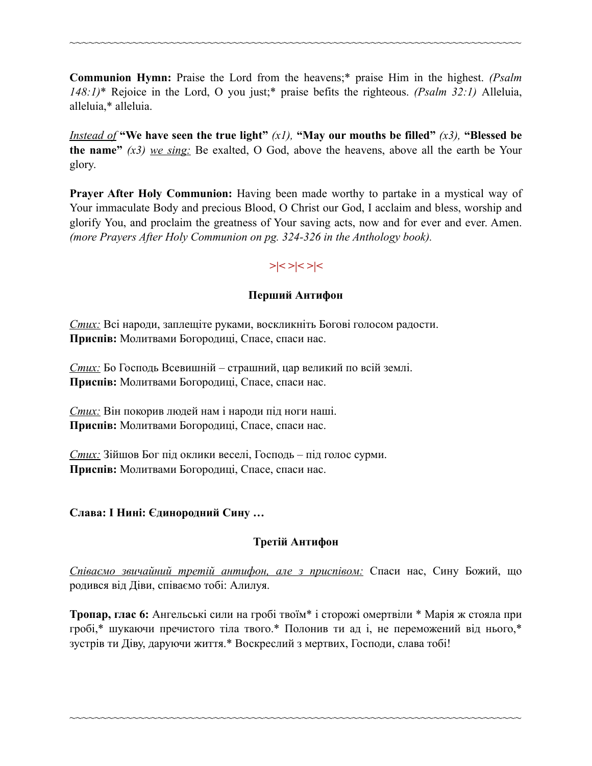**Communion Hymn:** Praise the Lord from the heavens;* praise Him in the highest. *(Psalm 148:1)** Rejoice in the Lord, O you just;* praise befits the righteous. *(Psalm 32:1)* Alleluia, alleluia,* alleluia.

*Instead of* **"We have seen the true light"** *(x1),* **"May our mouths be filled"** *(x3),* **"Blessed be the name"** *(x3) we sing:* Be exalted, O God, above the heavens, above all the earth be Your glory.

**Prayer After Holy Communion:** Having been made worthy to partake in a mystical way of Your immaculate Body and precious Blood, O Christ our God, I acclaim and bless, worship and glorify You, and proclaim the greatness of Your saving acts, now and for ever and ever. Amen. *(more Prayers After Holy Communion on pg. 324-326 in the Anthology book).*

>|< >|< >|<

### Перший Антифон

*Стих:* Всі народи, заплещіте руками, воскликніть Богові голосом радости.
**Приспів:** Молитвами Богородиці, Спасе, спаси нас.

*Стих:* Бо Господь Всевишній – страшний, цар великий по всій землі.
**Приспів:** Молитвами Богородиці, Спасе, спаси нас.

*Стих:* Він покорив людей нам і народи під ноги наші.
**Приспів:** Молитвами Богородиці, Спасе, спаси нас.

*Стих:* Зійшов Бог під оклики веселі, Господь – під голос сурми.
**Приспів:** Молитвами Богородиці, Спасе, спаси нас.

**Слава: І Нині: Єдинородний Сину …**

### Третій Антифон

*Співаємо звичайний третій антифон, але з приспівом:* Спаси нас, Сину Божий, що родився від Діви, співаємо тобі: Алилуя.

**Тропар, глас 6:** Ангельські сили на гробі твоїм* і сторожі омертвіли * Марія ж стояла при гробі,* шукаючи пречистого тіла твого.* Полонив ти ад і, не переможений від нього,* зустрів ти Діву, даруючи життя.* Воскреслий з мертвих, Господи, слава тобі!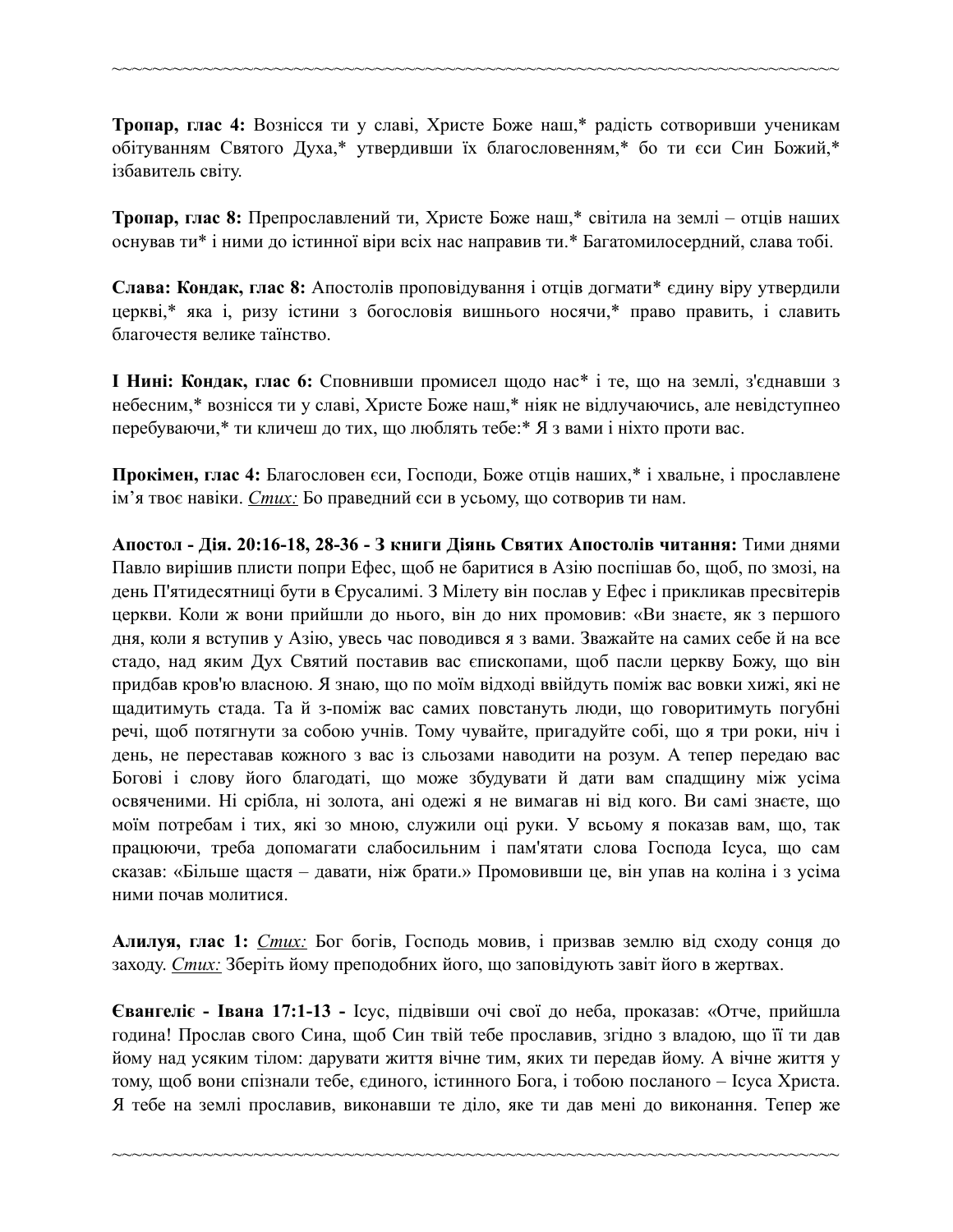**Тропар, глас 4:** Вознісся ти у славі, Христе Боже наш,* радість сотворивши ученикам обітуванням Святого Духа,* утвердивши їх благословенням,* бо ти єси Син Божий,* ізбавитель світу.

**Тропар, глас 8:** Препрославлений ти, Христе Боже наш,* світила на землі – отців наших оснував ти* і ними до істинної віри всіх нас направив ти.* Багатомилосердний, слава тобі.

**Слава: Кондак, глас 8:** Апостолів проповідування і отців догмати* єдину віру утвердили церкві,* яка і, ризу істини з богословія вишнього носячи,* право править, і славить благочестя велике таїнство.

**І Нині: Кондак, глас 6:** Сповнивши промисел щодо нас* і те, що на землі, з'єднавши з небесним,* вознісся ти у славі, Христе Боже наш,* ніяк не відлучаючись, але невідступнео перебуваючи,* ти кличеш до тих, що люблять тебе:* Я з вами і ніхто проти вас.

**Прокімен, глас 4:** Благословен єси, Господи, Боже отців наших,* і хвальне, і прославлене ім'я твоє навіки. *Стих:* Бо праведний єси в усьому, що сотворив ти нам.

**Апостол - Дія. 20:16-18, 28-36 - З книги Діянь Святих Апостолів читання:** Тими днями Павло вирішив плисти попри Ефес, щоб не баритися в Азію поспішав бо, щоб, по змозі, на день П'ятидесятниці бути в Єрусалимі. З Мілету він послав у Ефес і прикликав пресвітерів церкви. Коли ж вони прийшли до нього, він до них промовив: «Ви знаєте, як з першого дня, коли я вступив у Азію, увесь час поводився я з вами. Зважайте на самих себе й на все стадо, над яким Дух Святий поставив вас єпископами, щоб пасли церкву Божу, що він придбав кров'ю власною. Я знаю, що по моїм відході ввійдуть поміж вас вовки хижі, які не щадитимуть стада. Та й з-поміж вас самих повстануть люди, що говоритимуть погубні речі, щоб потягнути за собою учнів. Тому чувайте, пригадуйте собі, що я три роки, ніч і день, не переставав кожного з вас із сльозами наводити на розум. А тепер передаю вас Богові і слову його благодаті, що може збудувати й дати вам спадщину між усіма освяченими. Ні срібла, ні золота, ані одежі я не вимагав ні від кого. Ви самі знаєте, що моїм потребам і тих, які зо мною, служили оці руки. У всьому я показав вам, що, так працюючи, треба допомагати слабосильним і пам'ятати слова Господа Ісуса, що сам сказав: «Більше щастя – давати, ніж брати.» Промовивши це, він упав на коліна і з усіма ними почав молитися.

**Алилуя, глас 1:** *Стих:* Бог богів, Господь мовив, і призвав землю від сходу сонця до заходу. *Стих:* Зберіть йому преподобних його, що заповідують завіт його в жертвах.

**Євангеліє - Івана 17:1-13 -** Ісус, підвівши очі свої до неба, проказав: «Отче, прийшла година! Прослав свого Сина, щоб Син твій тебе прославив, згідно з владою, що її ти дав йому над усяким тілом: дарувати життя вічне тим, яких ти передав йому. А вічне життя у тому, щоб вони спізнали тебе, єдиного, істинного Бога, і тобою посланого – Ісуса Христа. Я тебе на землі прославив, виконавши те діло, яке ти дав мені до виконання. Тепер же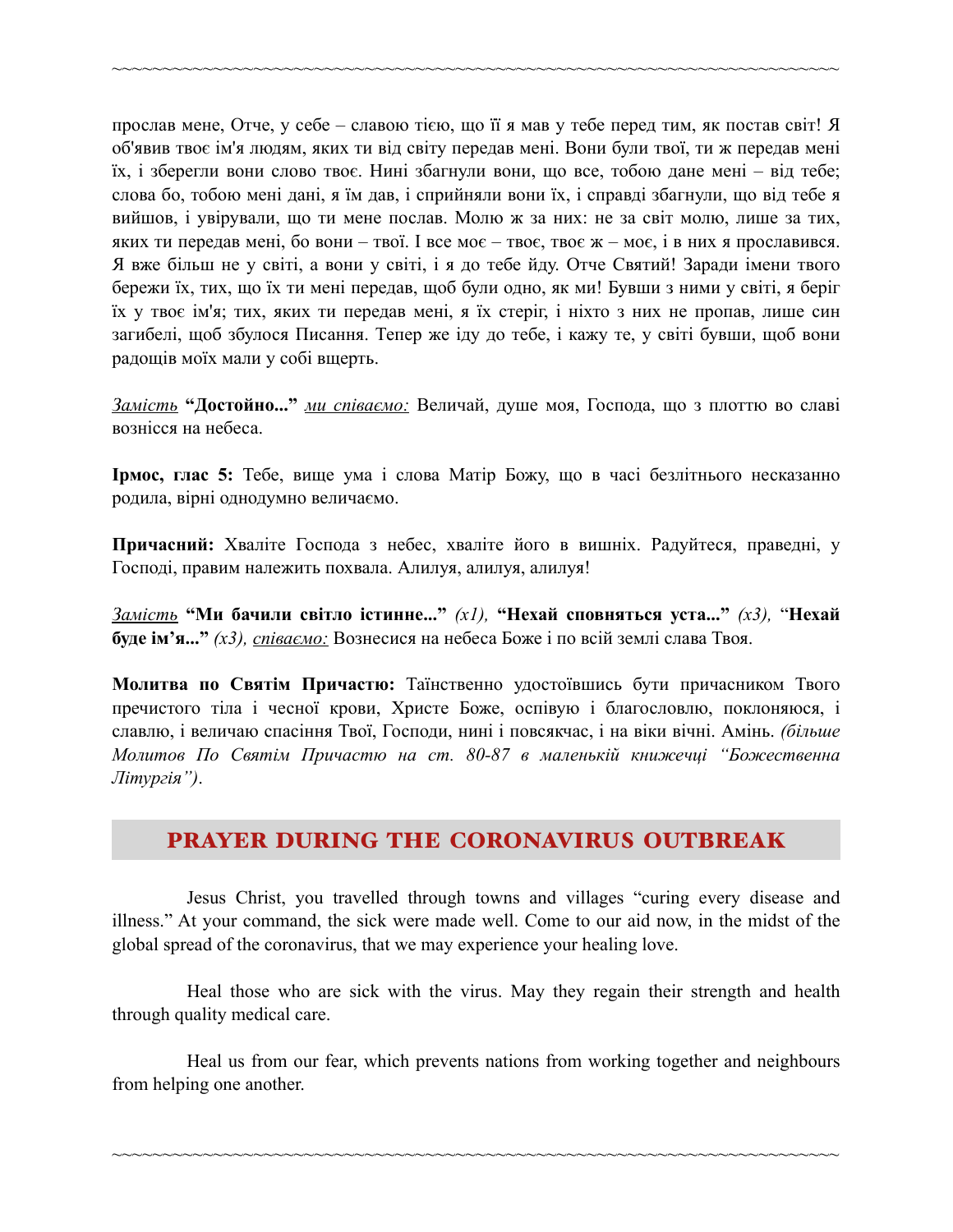прослав мене, Отче, у себе – славою тією, що її я мав у тебе перед тим, як постав світ! Я об'явив твоє ім'я людям, яких ти від світу передав мені. Вони були твої, ти ж передав мені їх, і зберегли вони слово твоє. Нині збагнули вони, що все, тобою дане мені – від тебе; слова бо, тобою мені дані, я їм дав, і сприйняли вони їх, і справді збагнули, що від тебе я вийшов, і увірували, що ти мене послав. Молю ж за них: не за світ молю, лише за тих, яких ти передав мені, бо вони – твої. І все моє – твоє, твоє ж – моє, і в них я прославився. Я вже більш не у світі, а вони у світі, і я до тебе йду. Отче Святий! Заради імени твого бережи їх, тих, що їх ти мені передав, щоб були одно, як ми! Бувши з ними у світі, я беріг їх у твоє ім'я; тих, яких ти передав мені, я їх стеріг, і ніхто з них не пропав, лише син загибелі, щоб збулося Писання. Тепер же іду до тебе, і кажу те, у світі бувши, щоб вони радощів моїх мали у собі вщерть.

*Замість* **"Достойно..."** *ми співаємо:* Величай, душе моя, Господа, що з плоттю во славі вознісся на небеса.

**Ірмос, глас 5:** Тебе, вище ума і слова Матір Божу, що в часі безлітнього несказанно родила, вірні однодумно величаємо.

**Причасний:** Хваліте Господа з небес, хваліте його в вишніх. Радуйтеся, праведні, у Господі, правим належить похвала. Алилуя, алилуя, алилуя!

*Замість* **"Ми бачили світло істинне..."** *(x1),* **"Нехай сповняться уста..."** *(x3),* "**Нехай буде ім'я...**" *(x3), співаємо:* Вознесися на небеса Боже і по всій землі слава Твоя.

**Молитва по Святім Причастю:** Таїнственно удостоївшись бути причасником Твого пречистого тіла і чесної крови, Христе Боже, оспівую і благословлю, поклоняюся, і славлю, і величаю спасіння Твої, Господи, нині і повсякчас, і на віки вічні. Амінь. *(більше Молитов По Святім Причастю на ст. 80-87 в маленькій книжечці "Божественна Літургія").*

## PRAYER DURING THE CORONAVIRUS OUTBREAK

Jesus Christ, you travelled through towns and villages "curing every disease and illness." At your command, the sick were made well. Come to our aid now, in the midst of the global spread of the coronavirus, that we may experience your healing love.

Heal those who are sick with the virus. May they regain their strength and health through quality medical care.

Heal us from our fear, which prevents nations from working together and neighbours from helping one another.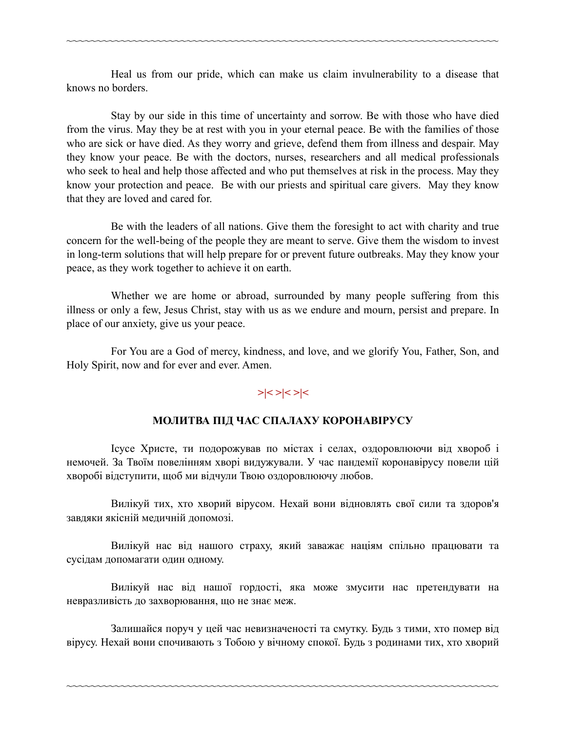Heal us from our pride, which can make us claim invulnerability to a disease that knows no borders.

Stay by our side in this time of uncertainty and sorrow. Be with those who have died from the virus. May they be at rest with you in your eternal peace. Be with the families of those who are sick or have died. As they worry and grieve, defend them from illness and despair. May they know your peace. Be with the doctors, nurses, researchers and all medical professionals who seek to heal and help those affected and who put themselves at risk in the process. May they know your protection and peace. Be with our priests and spiritual care givers. May they know that they are loved and cared for.

Be with the leaders of all nations. Give them the foresight to act with charity and true concern for the well-being of the people they are meant to serve. Give them the wisdom to invest in long-term solutions that will help prepare for or prevent future outbreaks. May they know your peace, as they work together to achieve it on earth.

Whether we are home or abroad, surrounded by many people suffering from this illness or only a few, Jesus Christ, stay with us as we endure and mourn, persist and prepare. In place of our anxiety, give us your peace.

For You are a God of mercy, kindness, and love, and we glorify You, Father, Son, and Holy Spirit, now and for ever and ever. Amen.

>|< >|< >|<

## МОЛИТВА ПІД ЧАС СПАЛАХУ КОРОНАВІРУСУ

Ісусе Христе, ти подорожував по містах і селах, оздоровлюючи від хвороб і немочей. За Твоїм повелінням хворі видужували. У час пандемії коронавірусу повели цій хворобі відступити, щоб ми відчули Твою оздоровлюючу любов.

Вилікуй тих, хто хворий вірусом. Нехай вони відновлять свої сили та здоров'я завдяки якісній медичній допомозі.

Вилікуй нас від нашого страху, який заважає націям спільно працювати та сусідам допомагати один одному.

Вилікуй нас від нашої гордості, яка може змусити нас претендувати на невразливість до захворювання, що не знає меж.

Залишайся поруч у цей час невизначеності та смутку. Будь з тими, хто помер від вірусу. Нехай вони спочивають з Тобою у вічному спокої. Будь з родинами тих, хто хворий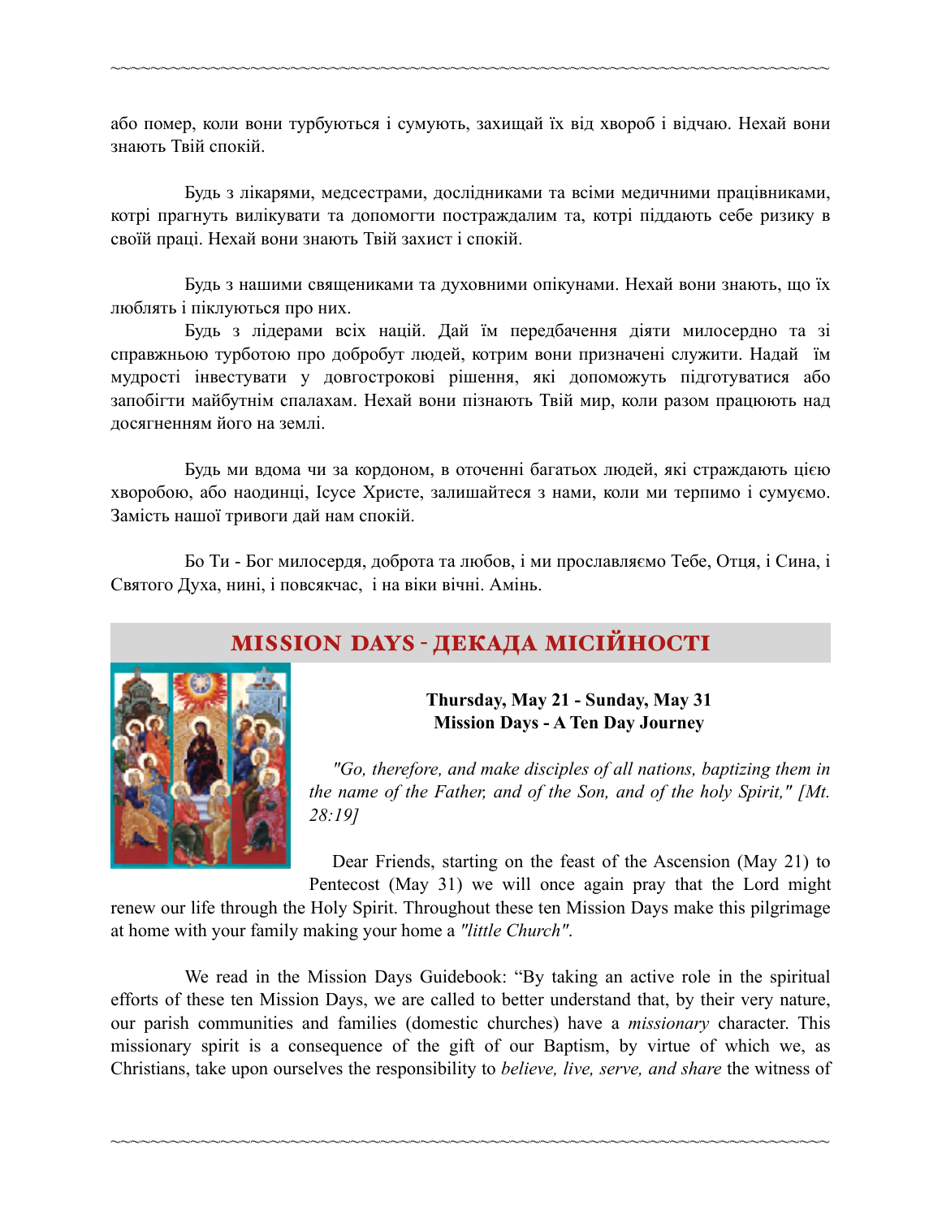або помер, коли вони турбуються і сумують, захищай їх від хвороб і відчаю. Нехай вони знають Твій спокій.

Будь з лікарями, медсестрами, дослідниками та всіми медичними працівниками, котрі прагнуть вилікувати та допомогти постраждалим та, котрі піддають себе ризику в своїй праці. Нехай вони знають Твій захист і спокій.

Будь з нашими священиками та духовними опікунами. Нехай вони знають, що їх люблять і піклуються про них.

Будь з лідерами всіх націй. Дай їм передбачення діяти милосердно та зі справжньою турботою про добробут людей, котрим вони призначені служити. Надай їм мудрості інвестувати у довгострокові рішення, які допоможуть підготуватися або запобігти майбутнім спалахам. Нехай вони пізнають Твій мир, коли разом працюють над досягненням його на землі.

Будь ми вдома чи за кордоном, в оточенні багатьох людей, які страждають цією хворобою, або наодинці, Ісусе Христе, залишайтеся з нами, коли ми терпимо і сумуємо. Замість нашої тривоги дай нам спокій.

Бо Ти - Бог милосердя, доброта та любов, і ми прославляємо Тебе, Отця, і Сина, і Святого Духа, нині, і повсякчас, і на віки вічні. Амінь.

## MISSION DAYS - ДЕКАДА МІСІЙНОСТІ

**Thursday, May 21 - Sunday, May 31**
**Mission Days - A Ten Day Journey**

*"Go, therefore, and make disciples of all nations, baptizing them in the name of the Father, and of the Son, and of the holy Spirit," [Mt. 28:19]*

Dear Friends, starting on the feast of the Ascension (May 21) to Pentecost (May 31) we will once again pray that the Lord might renew our life through the Holy Spirit. Throughout these ten Mission Days make this pilgrimage at home with your family making your home a *"little Church"*.

We read in the Mission Days Guidebook: "By taking an active role in the spiritual efforts of these ten Mission Days, we are called to better understand that, by their very nature, our parish communities and families (domestic churches) have a *missionary* character. This missionary spirit is a consequence of the gift of our Baptism, by virtue of which we, as Christians, take upon ourselves the responsibility to *believe, live, serve, and share* the witness of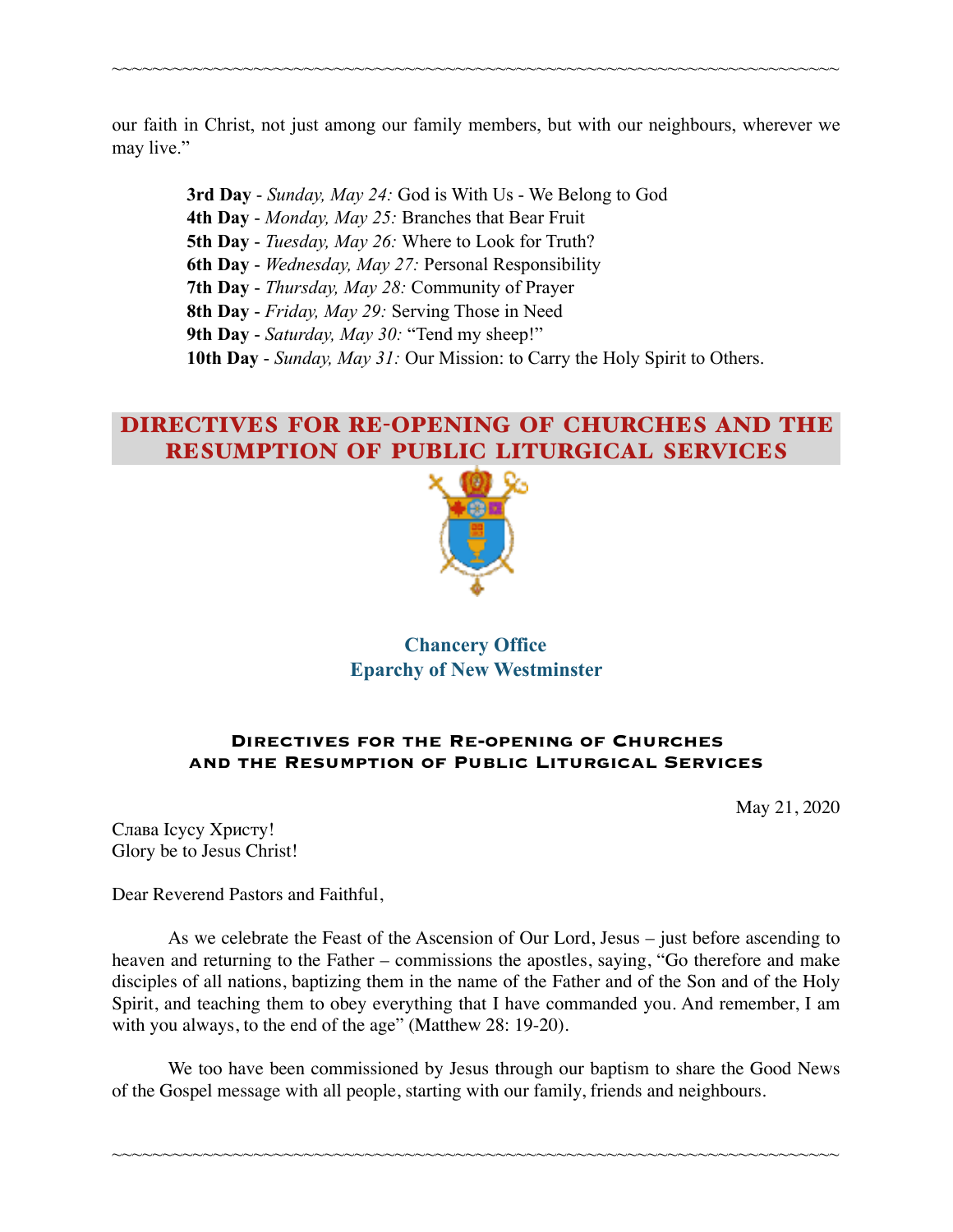our faith in Christ, not just among our family members, but with our neighbours, wherever we may live."

**3rd Day** - *Sunday, May 24:* God is With Us - We Belong to God
**4th Day** - *Monday, May 25:* Branches that Bear Fruit
**5th Day** - *Tuesday, May 26:* Where to Look for Truth?
**6th Day** - *Wednesday, May 27:* Personal Responsibility
**7th Day** - *Thursday, May 28:* Community of Prayer
**8th Day** - *Friday, May 29:* Serving Those in Need
**9th Day** - *Saturday, May 30:* "Tend my sheep!"
**10th Day** - *Sunday, May 31:* Our Mission: to Carry the Holy Spirit to Others.

## DIRECTIVES FOR RE-OPENING OF CHURCHES AND THE RESUMPTION OF PUBLIC LITURGICAL SERVICES

**Chancery Office**
**Eparchy of New Westminster**

### Directives for the Re-opening of Churches and the Resumption of Public Liturgical Services

May 21, 2020

Слава Ісусу Христу!
Glory be to Jesus Christ!

Dear Reverend Pastors and Faithful,

As we celebrate the Feast of the Ascension of Our Lord, Jesus – just before ascending to heaven and returning to the Father – commissions the apostles, saying, "Go therefore and make disciples of all nations, baptizing them in the name of the Father and of the Son and of the Holy Spirit, and teaching them to obey everything that I have commanded you. And remember, I am with you always, to the end of the age" (Matthew 28: 19-20).

We too have been commissioned by Jesus through our baptism to share the Good News of the Gospel message with all people, starting with our family, friends and neighbours.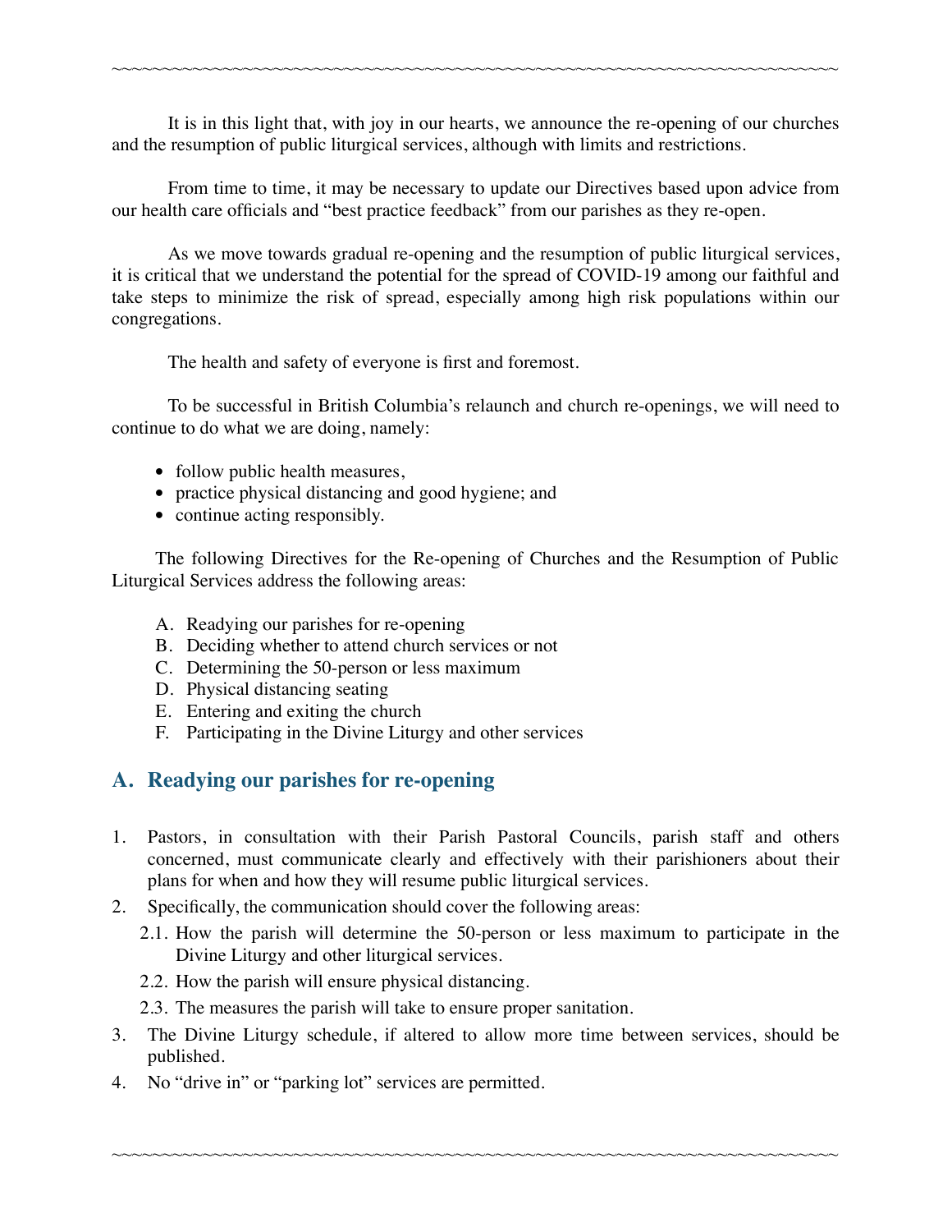It is in this light that, with joy in our hearts, we announce the re-opening of our churches and the resumption of public liturgical services, although with limits and restrictions.

From time to time, it may be necessary to update our Directives based upon advice from our health care officials and "best practice feedback" from our parishes as they re-open.

As we move towards gradual re-opening and the resumption of public liturgical services, it is critical that we understand the potential for the spread of COVID-19 among our faithful and take steps to minimize the risk of spread, especially among high risk populations within our congregations.

The health and safety of everyone is first and foremost.

To be successful in British Columbia's relaunch and church re-openings, we will need to continue to do what we are doing, namely:

- follow public health measures,
- practice physical distancing and good hygiene; and
- continue acting responsibly.

The following Directives for the Re-opening of Churches and the Resumption of Public Liturgical Services address the following areas:

A. Readying our parishes for re-opening
B. Deciding whether to attend church services or not
C. Determining the 50-person or less maximum
D. Physical distancing seating
E. Entering and exiting the church
F. Participating in the Divine Liturgy and other services

## A. Readying our parishes for re-opening

1. Pastors, in consultation with their Parish Pastoral Councils, parish staff and others concerned, must communicate clearly and effectively with their parishioners about their plans for when and how they will resume public liturgical services.
2. Specifically, the communication should cover the following areas:
   - 2.1. How the parish will determine the 50-person or less maximum to participate in the Divine Liturgy and other liturgical services.
   - 2.2. How the parish will ensure physical distancing.
   - 2.3. The measures the parish will take to ensure proper sanitation.
3. The Divine Liturgy schedule, if altered to allow more time between services, should be published.
4. No "drive in" or "parking lot" services are permitted.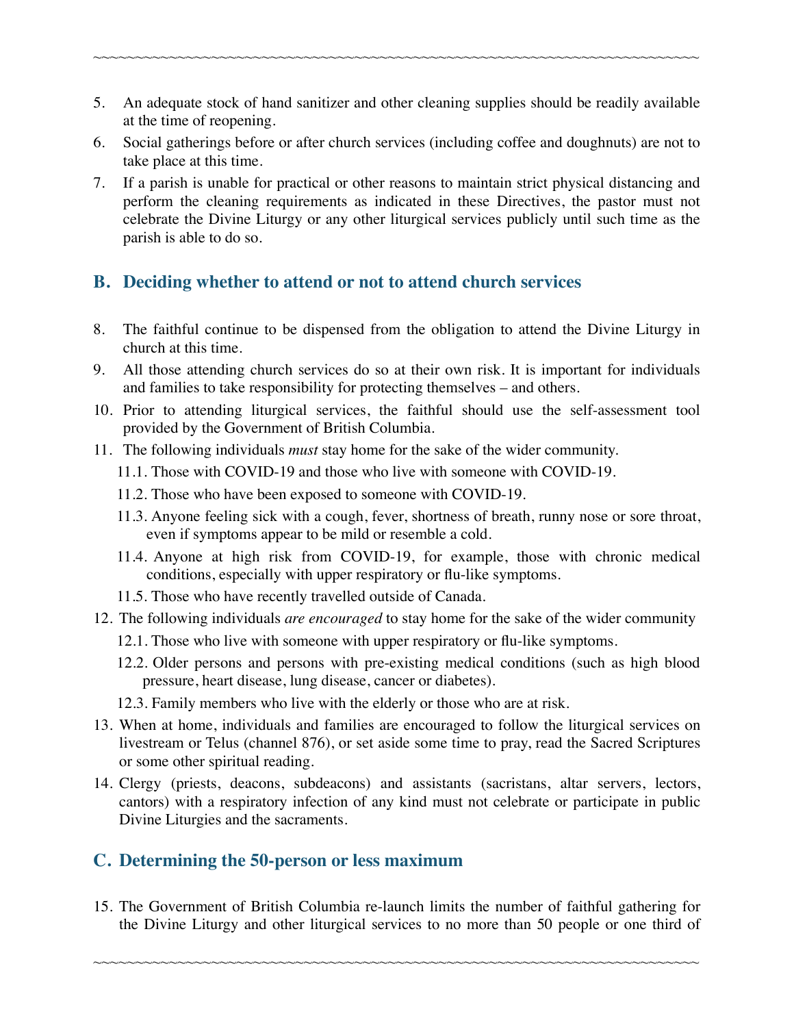5. An adequate stock of hand sanitizer and other cleaning supplies should be readily available at the time of reopening.
6. Social gatherings before or after church services (including coffee and doughnuts) are not to take place at this time.
7. If a parish is unable for practical or other reasons to maintain strict physical distancing and perform the cleaning requirements as indicated in these Directives, the pastor must not celebrate the Divine Liturgy or any other liturgical services publicly until such time as the parish is able to do so.

## B. Deciding whether to attend or not to attend church services

8. The faithful continue to be dispensed from the obligation to attend the Divine Liturgy in church at this time.
9. All those attending church services do so at their own risk. It is important for individuals and families to take responsibility for protecting themselves – and others.
10. Prior to attending liturgical services, the faithful should use the self-assessment tool provided by the Government of British Columbia.
11. The following individuals *must* stay home for the sake of the wider community.
    - 11.1. Those with COVID-19 and those who live with someone with COVID-19.
    - 11.2. Those who have been exposed to someone with COVID-19.
    - 11.3. Anyone feeling sick with a cough, fever, shortness of breath, runny nose or sore throat, even if symptoms appear to be mild or resemble a cold.
    - 11.4. Anyone at high risk from COVID-19, for example, those with chronic medical conditions, especially with upper respiratory or flu-like symptoms.
    - 11.5. Those who have recently travelled outside of Canada.
12. The following individuals *are encouraged* to stay home for the sake of the wider community
    - 12.1. Those who live with someone with upper respiratory or flu-like symptoms.
    - 12.2. Older persons and persons with pre-existing medical conditions (such as high blood pressure, heart disease, lung disease, cancer or diabetes).
    - 12.3. Family members who live with the elderly or those who are at risk.
13. When at home, individuals and families are encouraged to follow the liturgical services on livestream or Telus (channel 876), or set aside some time to pray, read the Sacred Scriptures or some other spiritual reading.
14. Clergy (priests, deacons, subdeacons) and assistants (sacristans, altar servers, lectors, cantors) with a respiratory infection of any kind must not celebrate or participate in public Divine Liturgies and the sacraments.

## C. Determining the 50-person or less maximum

15. The Government of British Columbia re-launch limits the number of faithful gathering for the Divine Liturgy and other liturgical services to no more than 50 people or one third of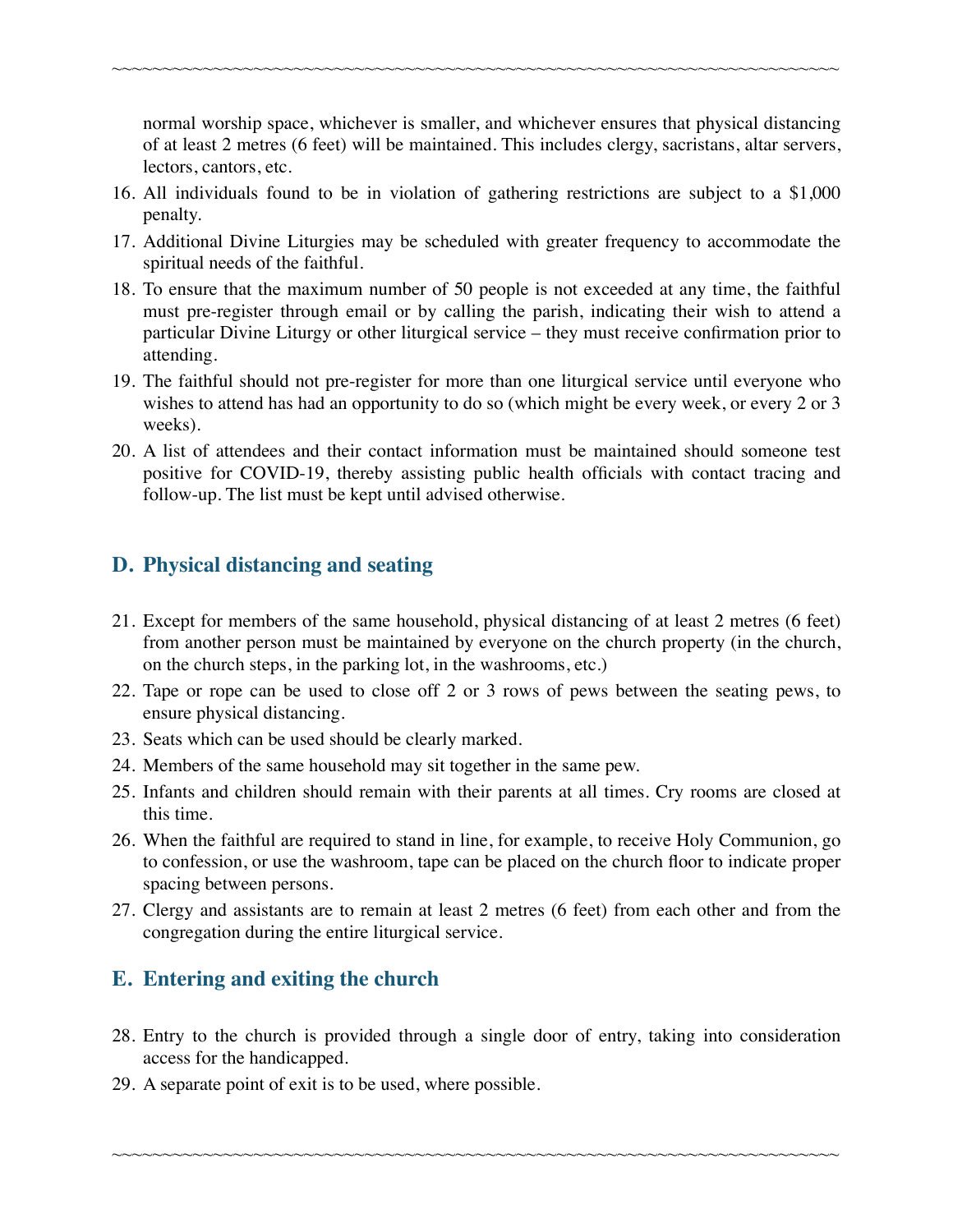normal worship space, whichever is smaller, and whichever ensures that physical distancing of at least 2 metres (6 feet) will be maintained. This includes clergy, sacristans, altar servers, lectors, cantors, etc.

16. All individuals found to be in violation of gathering restrictions are subject to a $1,000 penalty.
17. Additional Divine Liturgies may be scheduled with greater frequency to accommodate the spiritual needs of the faithful.
18. To ensure that the maximum number of 50 people is not exceeded at any time, the faithful must pre-register through email or by calling the parish, indicating their wish to attend a particular Divine Liturgy or other liturgical service – they must receive confirmation prior to attending.
19. The faithful should not pre-register for more than one liturgical service until everyone who wishes to attend has had an opportunity to do so (which might be every week, or every 2 or 3 weeks).
20. A list of attendees and their contact information must be maintained should someone test positive for COVID-19, thereby assisting public health officials with contact tracing and follow-up. The list must be kept until advised otherwise.

## D. Physical distancing and seating

21. Except for members of the same household, physical distancing of at least 2 metres (6 feet) from another person must be maintained by everyone on the church property (in the church, on the church steps, in the parking lot, in the washrooms, etc.)
22. Tape or rope can be used to close off 2 or 3 rows of pews between the seating pews, to ensure physical distancing.
23. Seats which can be used should be clearly marked.
24. Members of the same household may sit together in the same pew.
25. Infants and children should remain with their parents at all times. Cry rooms are closed at this time.
26. When the faithful are required to stand in line, for example, to receive Holy Communion, go to confession, or use the washroom, tape can be placed on the church floor to indicate proper spacing between persons.
27. Clergy and assistants are to remain at least 2 metres (6 feet) from each other and from the congregation during the entire liturgical service.

## E. Entering and exiting the church

28. Entry to the church is provided through a single door of entry, taking into consideration access for the handicapped.
29. A separate point of exit is to be used, where possible.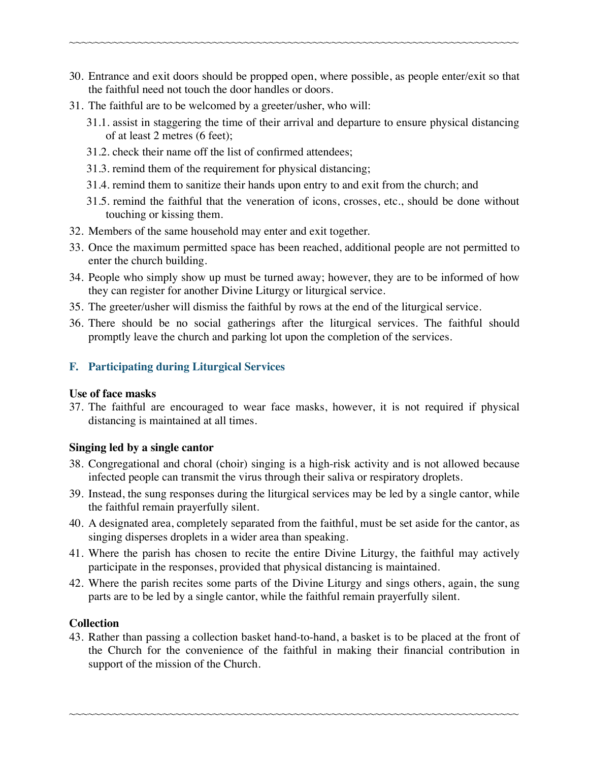30. Entrance and exit doors should be propped open, where possible, as people enter/exit so that the faithful need not touch the door handles or doors.
31. The faithful are to be welcomed by a greeter/usher, who will:
    - 31.1. assist in staggering the time of their arrival and departure to ensure physical distancing of at least 2 metres (6 feet);
    - 31.2. check their name off the list of confirmed attendees;
    - 31.3. remind them of the requirement for physical distancing;
    - 31.4. remind them to sanitize their hands upon entry to and exit from the church; and
    - 31.5. remind the faithful that the veneration of icons, crosses, etc., should be done without touching or kissing them.
32. Members of the same household may enter and exit together.
33. Once the maximum permitted space has been reached, additional people are not permitted to enter the church building.
34. People who simply show up must be turned away; however, they are to be informed of how they can register for another Divine Liturgy or liturgical service.
35. The greeter/usher will dismiss the faithful by rows at the end of the liturgical service.
36. There should be no social gatherings after the liturgical services. The faithful should promptly leave the church and parking lot upon the completion of the services.

## F. Participating during Liturgical Services

**Use of face masks**

37. The faithful are encouraged to wear face masks, however, it is not required if physical distancing is maintained at all times.

**Singing led by a single cantor**

38. Congregational and choral (choir) singing is a high-risk activity and is not allowed because infected people can transmit the virus through their saliva or respiratory droplets.
39. Instead, the sung responses during the liturgical services may be led by a single cantor, while the faithful remain prayerfully silent.
40. A designated area, completely separated from the faithful, must be set aside for the cantor, as singing disperses droplets in a wider area than speaking.
41. Where the parish has chosen to recite the entire Divine Liturgy, the faithful may actively participate in the responses, provided that physical distancing is maintained.
42. Where the parish recites some parts of the Divine Liturgy and sings others, again, the sung parts are to be led by a single cantor, while the faithful remain prayerfully silent.

**Collection**

43. Rather than passing a collection basket hand-to-hand, a basket is to be placed at the front of the Church for the convenience of the faithful in making their financial contribution in support of the mission of the Church.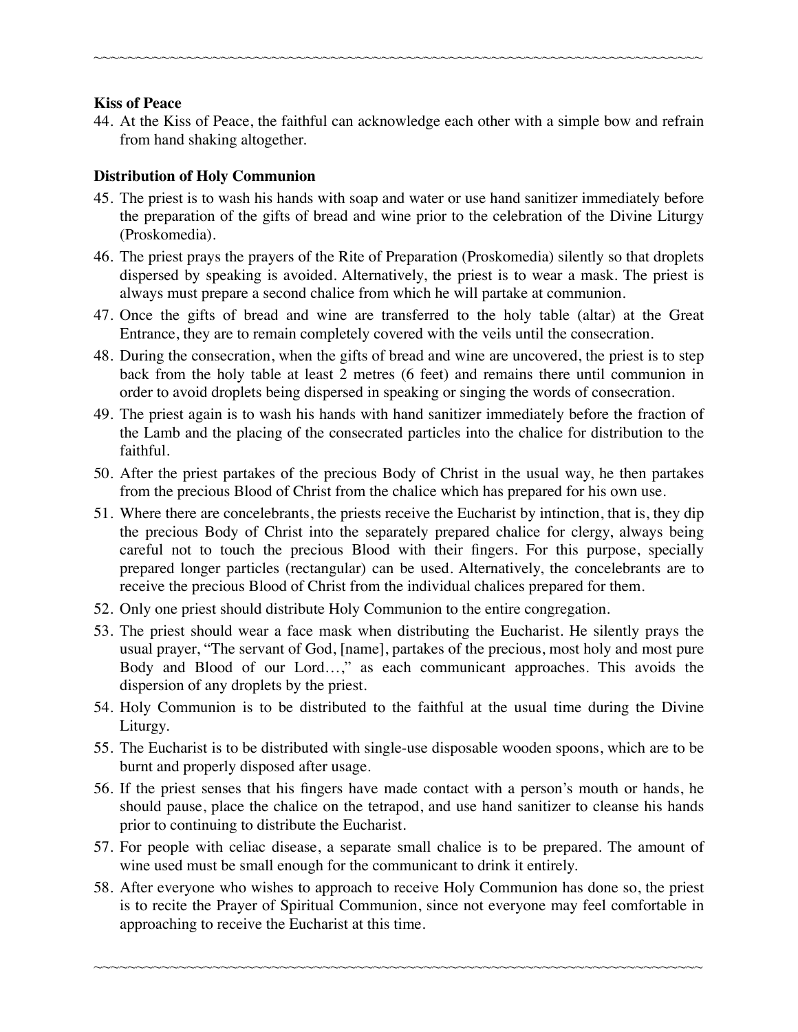**Kiss of Peace**

44. At the Kiss of Peace, the faithful can acknowledge each other with a simple bow and refrain from hand shaking altogether.

**Distribution of Holy Communion**

45. The priest is to wash his hands with soap and water or use hand sanitizer immediately before the preparation of the gifts of bread and wine prior to the celebration of the Divine Liturgy (Proskomedia).
46. The priest prays the prayers of the Rite of Preparation (Proskomedia) silently so that droplets dispersed by speaking is avoided. Alternatively, the priest is to wear a mask. The priest is always must prepare a second chalice from which he will partake at communion.
47. Once the gifts of bread and wine are transferred to the holy table (altar) at the Great Entrance, they are to remain completely covered with the veils until the consecration.
48. During the consecration, when the gifts of bread and wine are uncovered, the priest is to step back from the holy table at least 2 metres (6 feet) and remains there until communion in order to avoid droplets being dispersed in speaking or singing the words of consecration.
49. The priest again is to wash his hands with hand sanitizer immediately before the fraction of the Lamb and the placing of the consecrated particles into the chalice for distribution to the faithful.
50. After the priest partakes of the precious Body of Christ in the usual way, he then partakes from the precious Blood of Christ from the chalice which has prepared for his own use.
51. Where there are concelebrants, the priests receive the Eucharist by intinction, that is, they dip the precious Body of Christ into the separately prepared chalice for clergy, always being careful not to touch the precious Blood with their fingers. For this purpose, specially prepared longer particles (rectangular) can be used. Alternatively, the concelebrants are to receive the precious Blood of Christ from the individual chalices prepared for them.
52. Only one priest should distribute Holy Communion to the entire congregation.
53. The priest should wear a face mask when distributing the Eucharist. He silently prays the usual prayer, "The servant of God, [name], partakes of the precious, most holy and most pure Body and Blood of our Lord…," as each communicant approaches. This avoids the dispersion of any droplets by the priest.
54. Holy Communion is to be distributed to the faithful at the usual time during the Divine Liturgy.
55. The Eucharist is to be distributed with single-use disposable wooden spoons, which are to be burnt and properly disposed after usage.
56. If the priest senses that his fingers have made contact with a person's mouth or hands, he should pause, place the chalice on the tetrapod, and use hand sanitizer to cleanse his hands prior to continuing to distribute the Eucharist.
57. For people with celiac disease, a separate small chalice is to be prepared. The amount of wine used must be small enough for the communicant to drink it entirely.
58. After everyone who wishes to approach to receive Holy Communion has done so, the priest is to recite the Prayer of Spiritual Communion, since not everyone may feel comfortable in approaching to receive the Eucharist at this time.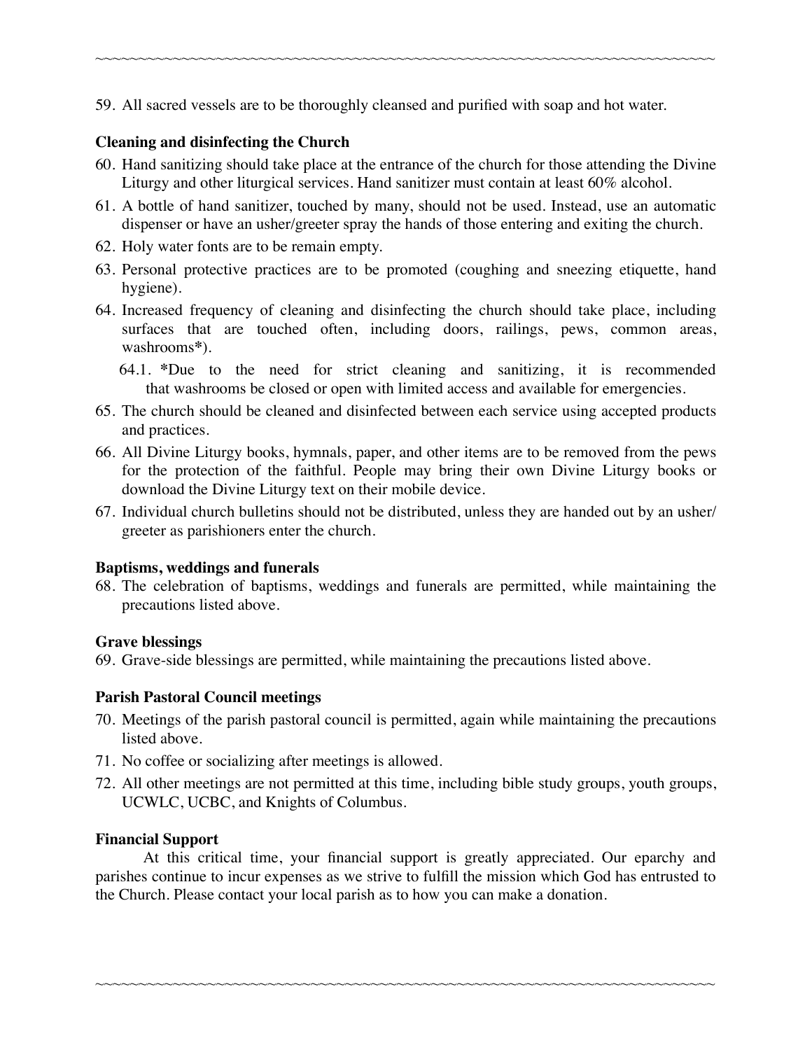59. All sacred vessels are to be thoroughly cleansed and purified with soap and hot water.

**Cleaning and disinfecting the Church**

60. Hand sanitizing should take place at the entrance of the church for those attending the Divine Liturgy and other liturgical services. Hand sanitizer must contain at least 60% alcohol.
61. A bottle of hand sanitizer, touched by many, should not be used. Instead, use an automatic dispenser or have an usher/greeter spray the hands of those entering and exiting the church.
62. Holy water fonts are to be remain empty.
63. Personal protective practices are to be promoted (coughing and sneezing etiquette, hand hygiene).
64. Increased frequency of cleaning and disinfecting the church should take place, including surfaces that are touched often, including doors, railings, pews, common areas, washrooms*).
    64.1. *Due to the need for strict cleaning and sanitizing, it is recommended that washrooms be closed or open with limited access and available for emergencies.
65. The church should be cleaned and disinfected between each service using accepted products and practices.
66. All Divine Liturgy books, hymnals, paper, and other items are to be removed from the pews for the protection of the faithful. People may bring their own Divine Liturgy books or download the Divine Liturgy text on their mobile device.
67. Individual church bulletins should not be distributed, unless they are handed out by an usher/greeter as parishioners enter the church.

**Baptisms, weddings and funerals**

68. The celebration of baptisms, weddings and funerals are permitted, while maintaining the precautions listed above.

**Grave blessings**

69. Grave-side blessings are permitted, while maintaining the precautions listed above.

**Parish Pastoral Council meetings**

70. Meetings of the parish pastoral council is permitted, again while maintaining the precautions listed above.
71. No coffee or socializing after meetings is allowed.
72. All other meetings are not permitted at this time, including bible study groups, youth groups, UCWLC, UCBC, and Knights of Columbus.

**Financial Support**

At this critical time, your financial support is greatly appreciated. Our eparchy and parishes continue to incur expenses as we strive to fulfill the mission which God has entrusted to the Church. Please contact your local parish as to how you can make a donation.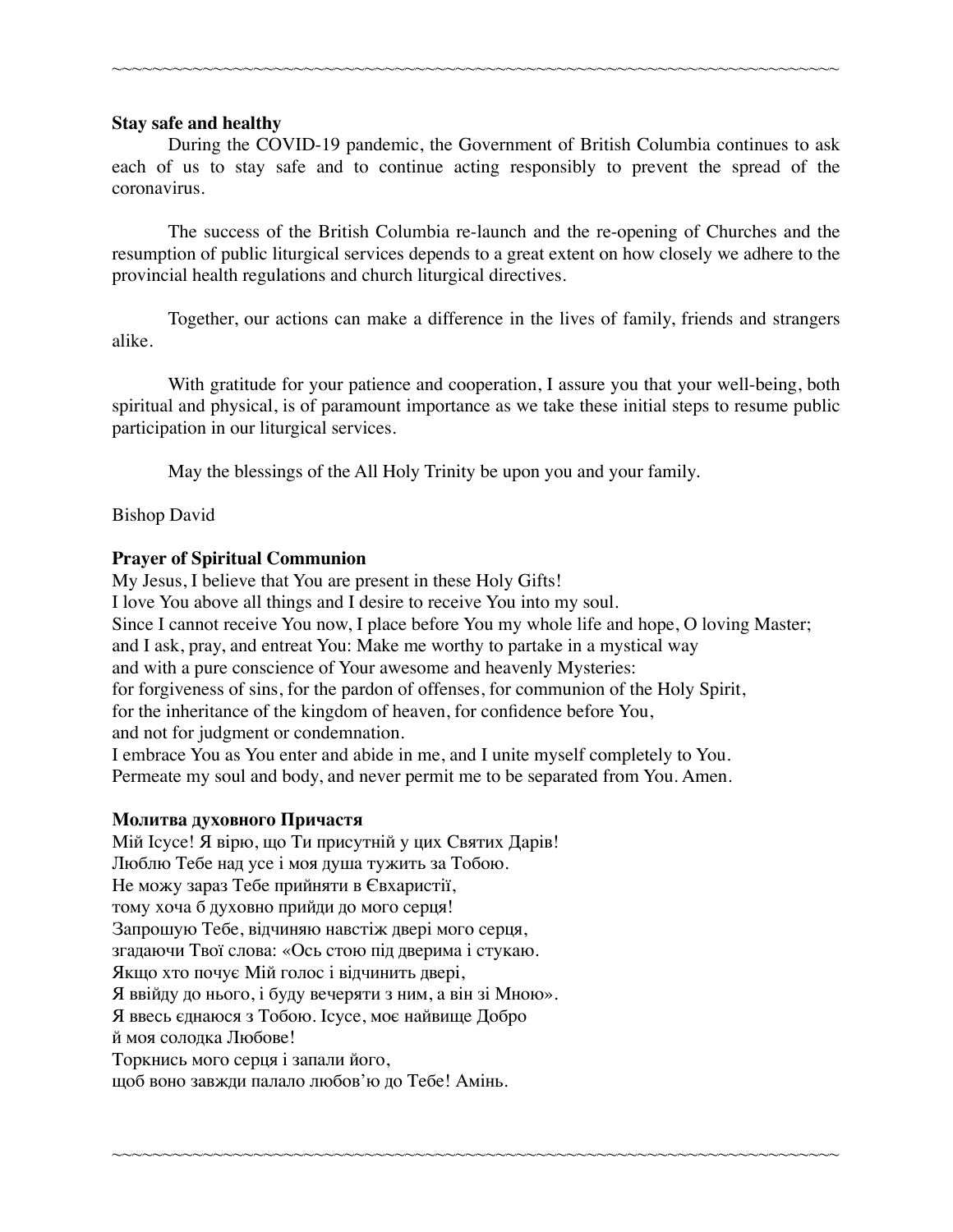~~~~~~~~~~~~~~~~~~~~~~~~~~~~~~~~~~~~~~~~~~~~~~~~~~~~~~~~~~~~~~~~~~~~~~~~~~~~~~~~

**Stay safe and healthy**

During the COVID-19 pandemic, the Government of British Columbia continues to ask each of us to stay safe and to continue acting responsibly to prevent the spread of the coronavirus.

The success of the British Columbia re-launch and the re-opening of Churches and the resumption of public liturgical services depends to a great extent on how closely we adhere to the provincial health regulations and church liturgical directives.

Together, our actions can make a difference in the lives of family, friends and strangers alike.

With gratitude for your patience and cooperation, I assure you that your well-being, both spiritual and physical, is of paramount importance as we take these initial steps to resume public participation in our liturgical services.

May the blessings of the All Holy Trinity be upon you and your family.

Bishop David

**Prayer of Spiritual Communion**

My Jesus, I believe that You are present in these Holy Gifts!
I love You above all things and I desire to receive You into my soul.
Since I cannot receive You now, I place before You my whole life and hope, O loving Master;
and I ask, pray, and entreat You: Make me worthy to partake in a mystical way
and with a pure conscience of Your awesome and heavenly Mysteries:
for forgiveness of sins, for the pardon of offenses, for communion of the Holy Spirit,
for the inheritance of the kingdom of heaven, for confidence before You,
and not for judgment or condemnation.
I embrace You as You enter and abide in me, and I unite myself completely to You.
Permeate my soul and body, and never permit me to be separated from You. Amen.

**Молитва духовного Причастя**

Мій Ісусе! Я вірю, що Ти присутній у цих Святих Дарів!
Люблю Тебе над усе і моя душа тужить за Тобою.
Не можу зараз Тебе прийняти в Євхаристії,
тому хоча б духовно прийди до мого серця!
Запрошую Тебе, відчиняю навстіж двері мого серця,
згадаючи Твої слова: «Ось стою під дверима і стукаю.
Якщо хто почує Мій голос і відчинить двері,
Я ввійду до нього, і буду вечеряти з ним, а він зі Мною».
Я ввесь єднаюся з Тобою. Ісусе, моє найвище Добро
й моя солодка Любове!
Торкнись мого серця і запали його,
щоб воно завжди палало любов'ю до Тебе! Амінь.

~~~~~~~~~~~~~~~~~~~~~~~~~~~~~~~~~~~~~~~~~~~~~~~~~~~~~~~~~~~~~~~~~~~~~~~~~~~~~~~~